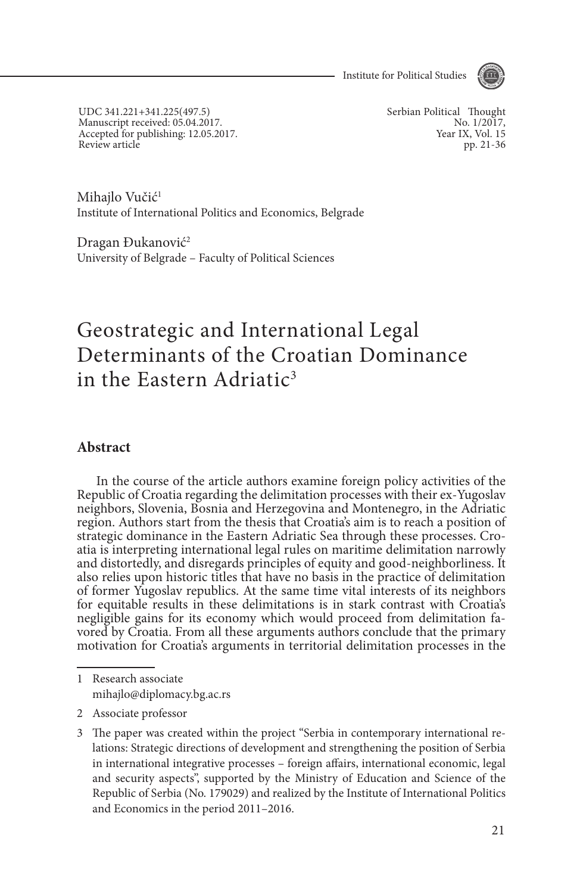UDC 341.221+341.225(497.5)
Manuscript received: 05.04.2017.
Accepted for publishing: 12.05.2017.
Review article

Serbian Political Thought
No. 1/2017,
Year IX, Vol. 15
pp. 21-36

Mihajlo Vučić[1]
Institute of International Politics and Economics, Belgrade

Dragan Đukanović[2]
University of Belgrade – Faculty of Political Sciences

# Geostrategic and International Legal Determinants of the Croatian Dominance in the Eastern Adriatic[3]

## Abstract

In the course of the article authors examine foreign policy activities of the Republic of Croatia regarding the delimitation processes with their ex-Yugoslav neighbors, Slovenia, Bosnia and Herzegovina and Montenegro, in the Adriatic region. Authors start from the thesis that Croatia's aim is to reach a position of strategic dominance in the Eastern Adriatic Sea through these processes. Croatia is interpreting international legal rules on maritime delimitation narrowly and distortedly, and disregards principles of equity and good-neighborliness. It also relies upon historic titles that have no basis in the practice of delimitation of former Yugoslav republics. At the same time vital interests of its neighbors for equitable results in these delimitations is in stark contrast with Croatia's negligible gains for its economy which would proceed from delimitation favored by Croatia. From all these arguments authors conclude that the primary motivation for Croatia's arguments in territorial delimitation processes in the

---

1 Research associate
mihajlo@diplomacy.bg.ac.rs

2 Associate professor

3 The paper was created within the project "Serbia in contemporary international relations: Strategic directions of development and strengthening the position of Serbia in international integrative processes – foreign affairs, international economic, legal and security aspects", supported by the Ministry of Education and Science of the Republic of Serbia (No. 179029) and realized by the Institute of International Politics and Economics in the period 2011–2016.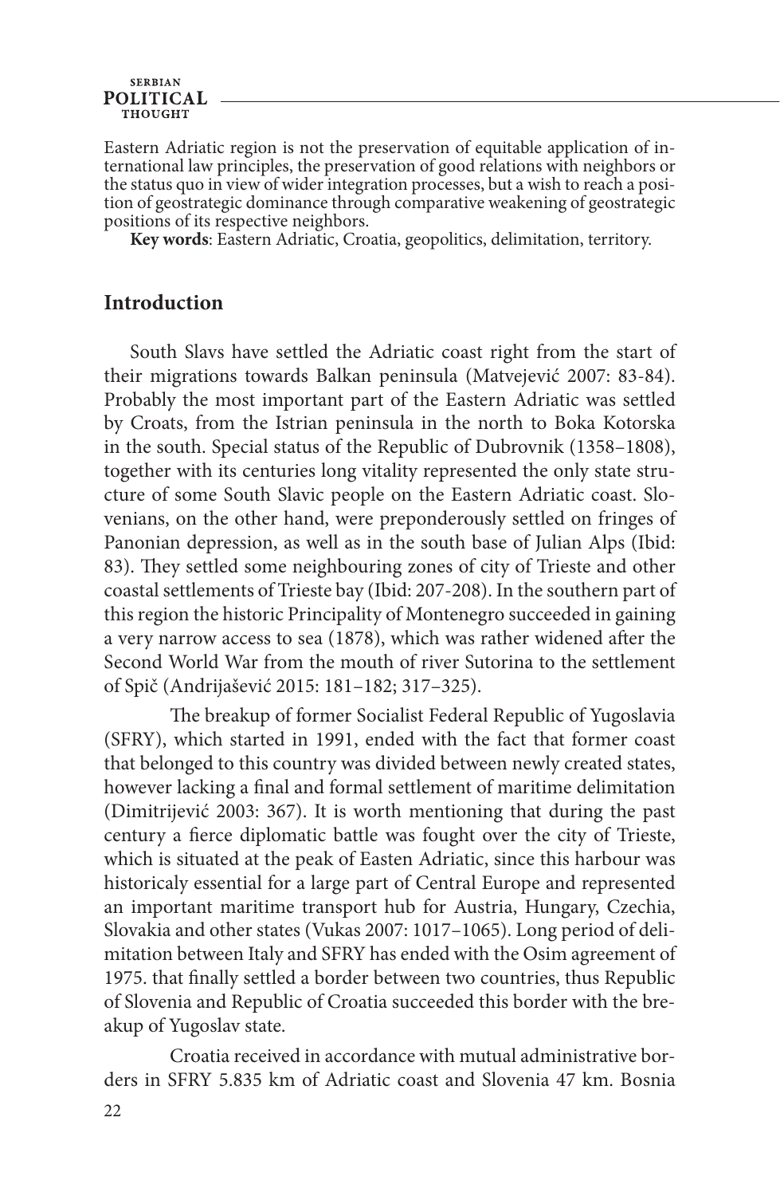Eastern Adriatic region is not the preservation of equitable application of international law principles, the preservation of good relations with neighbors or the status quo in view of wider integration processes, but a wish to reach a position of geostrategic dominance through comparative weakening of geostrategic positions of its respective neighbors.

**Key words**: Eastern Adriatic, Croatia, geopolitics, delimitation, territory.

## Introduction

South Slavs have settled the Adriatic coast right from the start of their migrations towards Balkan peninsula (Matvejević 2007: 83-84). Probably the most important part of the Eastern Adriatic was settled by Croats, from the Istrian peninsula in the north to Boka Kotorska in the south. Special status of the Republic of Dubrovnik (1358–1808), together with its centuries long vitality represented the only state structure of some South Slavic people on the Eastern Adriatic coast. Slovenians, on the other hand, were preponderously settled on fringes of Panonian depression, as well as in the south base of Julian Alps (Ibid: 83). They settled some neighbouring zones of city of Trieste and other coastal settlements of Trieste bay (Ibid: 207-208). In the southern part of this region the historic Principality of Montenegro succeeded in gaining a very narrow access to sea (1878), which was rather widened after the Second World War from the mouth of river Sutorina to the settlement of Spič (Andrijašević 2015: 181–182; 317–325).

The breakup of former Socialist Federal Republic of Yugoslavia (SFRY), which started in 1991, ended with the fact that former coast that belonged to this country was divided between newly created states, however lacking a final and formal settlement of maritime delimitation (Dimitrijević 2003: 367). It is worth mentioning that during the past century a fierce diplomatic battle was fought over the city of Trieste, which is situated at the peak of Easten Adriatic, since this harbour was historicaly essential for a large part of Central Europe and represented an important maritime transport hub for Austria, Hungary, Czechia, Slovakia and other states (Vukas 2007: 1017–1065). Long period of delimitation between Italy and SFRY has ended with the Osim agreement of 1975. that finally settled a border between two countries, thus Republic of Slovenia and Republic of Croatia succeeded this border with the breakup of Yugoslav state.

Croatia received in accordance with mutual administrative borders in SFRY 5.835 km of Adriatic coast and Slovenia 47 km. Bosnia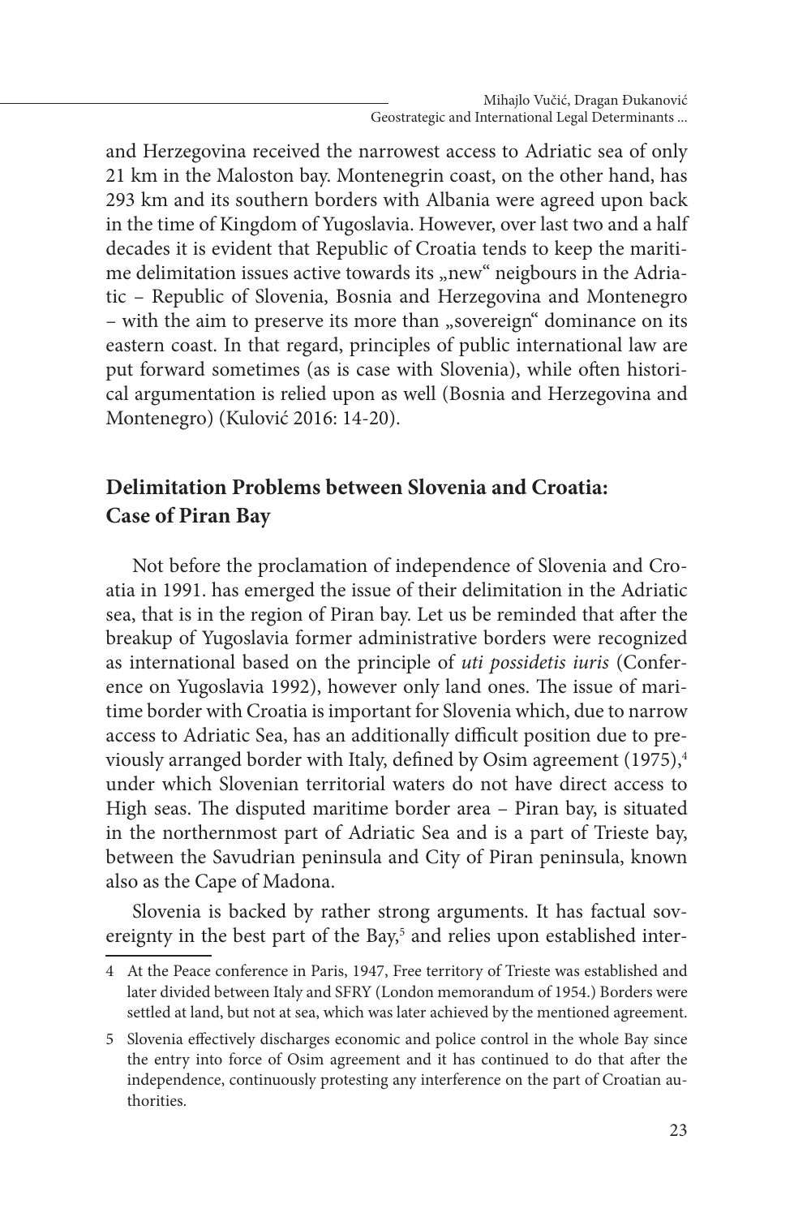and Herzegovina received the narrowest access to Adriatic sea of only 21 km in the Maloston bay. Montenegrin coast, on the other hand, has 293 km and its southern borders with Albania were agreed upon back in the time of Kingdom of Yugoslavia. However, over last two and a half decades it is evident that Republic of Croatia tends to keep the maritime delimitation issues active towards its „new" neigbours in the Adriatic – Republic of Slovenia, Bosnia and Herzegovina and Montenegro – with the aim to preserve its more than „sovereign" dominance on its eastern coast. In that regard, principles of public international law are put forward sometimes (as is case with Slovenia), while often historical argumentation is relied upon as well (Bosnia and Herzegovina and Montenegro) (Kulović 2016: 14-20).

## Delimitation Problems between Slovenia and Croatia: Case of Piran Bay

Not before the proclamation of independence of Slovenia and Croatia in 1991. has emerged the issue of their delimitation in the Adriatic sea, that is in the region of Piran bay. Let us be reminded that after the breakup of Yugoslavia former administrative borders were recognized as international based on the principle of *uti possidetis iuris* (Conference on Yugoslavia 1992), however only land ones. The issue of maritime border with Croatia is important for Slovenia which, due to narrow access to Adriatic Sea, has an additionally difficult position due to previously arranged border with Italy, defined by Osim agreement (1975),[4] under which Slovenian territorial waters do not have direct access to High seas. The disputed maritime border area – Piran bay, is situated in the northernmost part of Adriatic Sea and is a part of Trieste bay, between the Savudrian peninsula and City of Piran peninsula, known also as the Cape of Madona.

Slovenia is backed by rather strong arguments. It has factual sovereignty in the best part of the Bay,[5] and relies upon established inter-

4 At the Peace conference in Paris, 1947, Free territory of Trieste was established and later divided between Italy and SFRY (London memorandum of 1954.) Borders were settled at land, but not at sea, which was later achieved by the mentioned agreement.

5 Slovenia effectively discharges economic and police control in the whole Bay since the entry into force of Osim agreement and it has continued to do that after the independence, continuously protesting any interference on the part of Croatian authorities.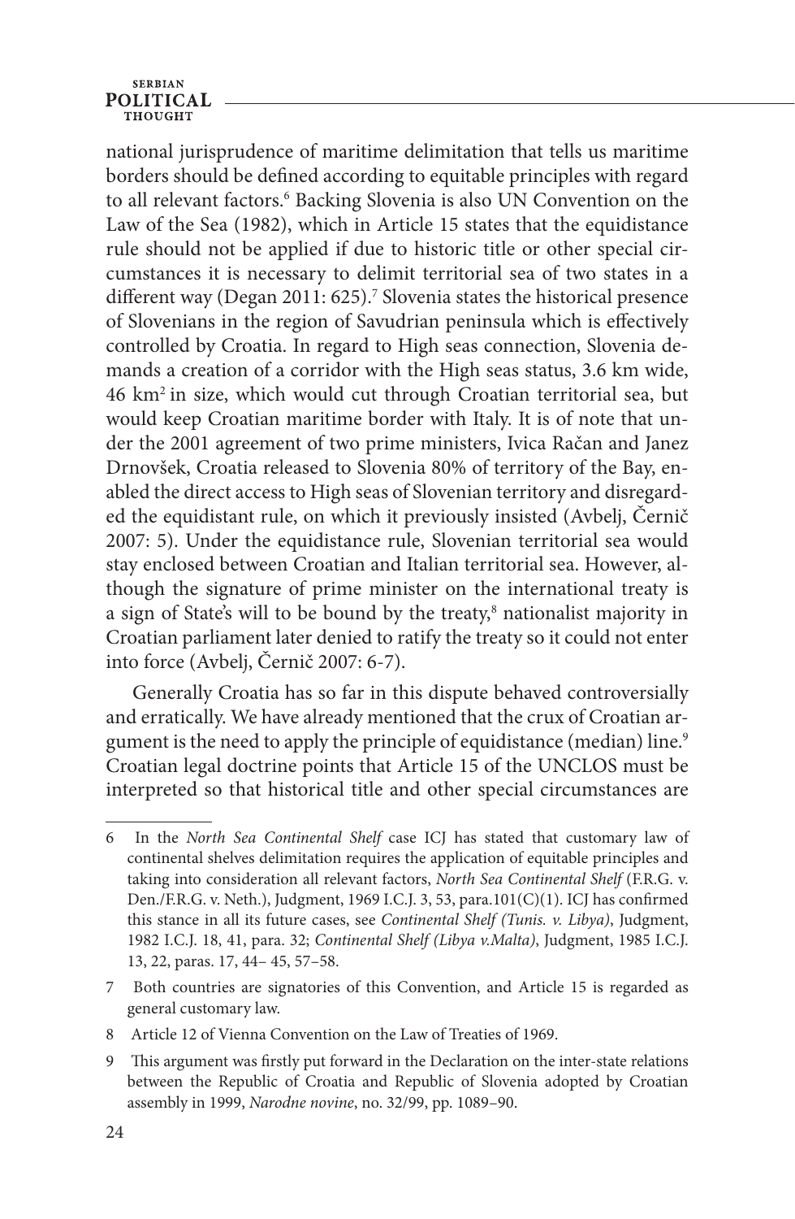national jurisprudence of maritime delimitation that tells us maritime borders should be defined according to equitable principles with regard to all relevant factors.[6] Backing Slovenia is also UN Convention on the Law of the Sea (1982), which in Article 15 states that the equidistance rule should not be applied if due to historic title or other special circumstances it is necessary to delimit territorial sea of two states in a different way (Degan 2011: 625).[7] Slovenia states the historical presence of Slovenians in the region of Savudrian peninsula which is effectively controlled by Croatia. In regard to High seas connection, Slovenia demands a creation of a corridor with the High seas status, 3.6 km wide, 46 km$^2$ in size, which would cut through Croatian territorial sea, but would keep Croatian maritime border with Italy. It is of note that under the 2001 agreement of two prime ministers, Ivica Račan and Janez Drnovšek, Croatia released to Slovenia 80% of territory of the Bay, enabled the direct access to High seas of Slovenian territory and disregarded the equidistant rule, on which it previously insisted (Avbelj, Černič 2007: 5). Under the equidistance rule, Slovenian territorial sea would stay enclosed between Croatian and Italian territorial sea. However, although the signature of prime minister on the international treaty is a sign of State's will to be bound by the treaty,[8] nationalist majority in Croatian parliament later denied to ratify the treaty so it could not enter into force (Avbelj, Černič 2007: 6-7).

Generally Croatia has so far in this dispute behaved controversially and erratically. We have already mentioned that the crux of Croatian argument is the need to apply the principle of equidistance (median) line.[9] Croatian legal doctrine points that Article 15 of the UNCLOS must be interpreted so that historical title and other special circumstances are

---

6 In the *North Sea Continental Shelf* case ICJ has stated that customary law of continental shelves delimitation requires the application of equitable principles and taking into consideration all relevant factors, *North Sea Continental Shelf* (F.R.G. v. Den./F.R.G. v. Neth.), Judgment, 1969 I.C.J. 3, 53, para.101(C)(1). ICJ has confirmed this stance in all its future cases, see *Continental Shelf (Tunis. v. Libya)*, Judgment, 1982 I.C.J. 18, 41, para. 32; *Continental Shelf (Libya v.Malta)*, Judgment, 1985 I.C.J. 13, 22, paras. 17, 44– 45, 57–58.

7 Both countries are signatories of this Convention, and Article 15 is regarded as general customary law.

8 Article 12 of Vienna Convention on the Law of Treaties of 1969.

9 This argument was firstly put forward in the Declaration on the inter-state relations between the Republic of Croatia and Republic of Slovenia adopted by Croatian assembly in 1999, *Narodne novine*, no. 32/99, pp. 1089–90.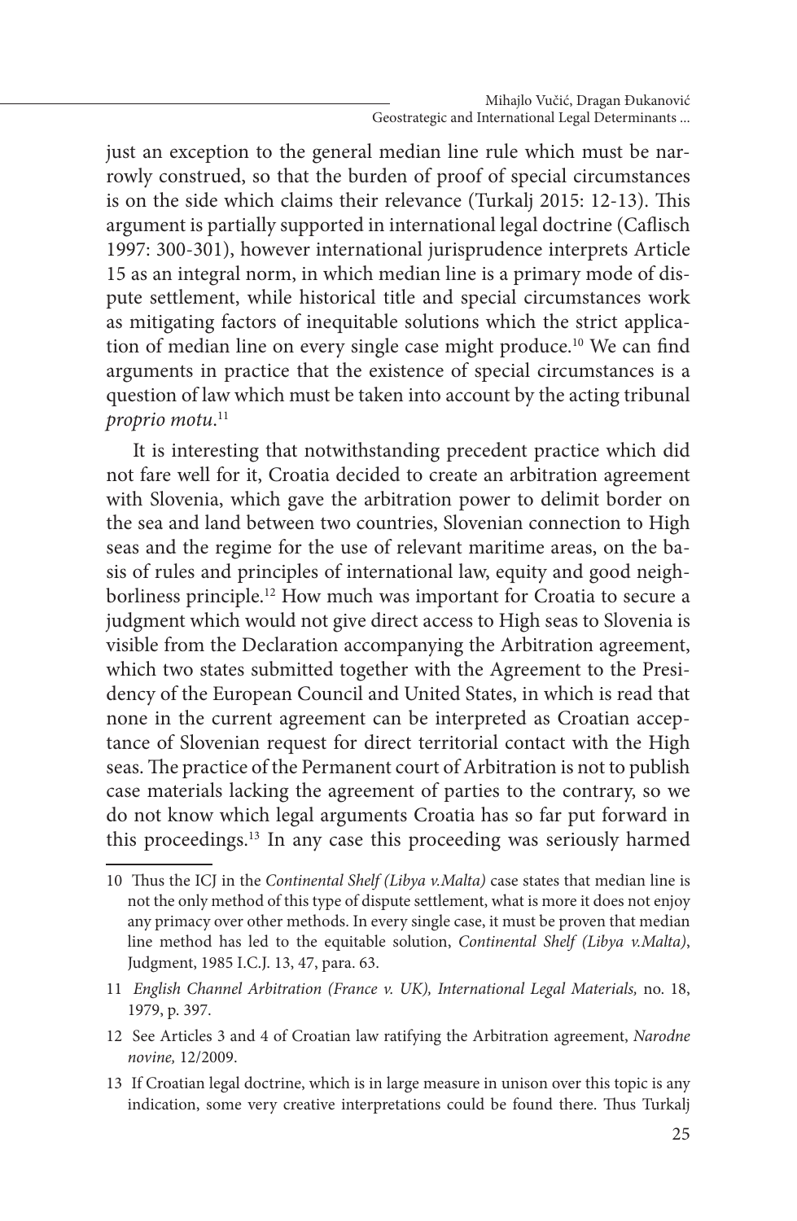just an exception to the general median line rule which must be narrowly construed, so that the burden of proof of special circumstances is on the side which claims their relevance (Turkalj 2015: 12-13). This argument is partially supported in international legal doctrine (Caflisch 1997: 300-301), however international jurisprudence interprets Article 15 as an integral norm, in which median line is a primary mode of dispute settlement, while historical title and special circumstances work as mitigating factors of inequitable solutions which the strict application of median line on every single case might produce.[10] We can find arguments in practice that the existence of special circumstances is a question of law which must be taken into account by the acting tribunal *proprio motu*.[11]

It is interesting that notwithstanding precedent practice which did not fare well for it, Croatia decided to create an arbitration agreement with Slovenia, which gave the arbitration power to delimit border on the sea and land between two countries, Slovenian connection to High seas and the regime for the use of relevant maritime areas, on the basis of rules and principles of international law, equity and good neighborliness principle.[12] How much was important for Croatia to secure a judgment which would not give direct access to High seas to Slovenia is visible from the Declaration accompanying the Arbitration agreement, which two states submitted together with the Agreement to the Presidency of the European Council and United States, in which is read that none in the current agreement can be interpreted as Croatian acceptance of Slovenian request for direct territorial contact with the High seas. The practice of the Permanent court of Arbitration is not to publish case materials lacking the agreement of parties to the contrary, so we do not know which legal arguments Croatia has so far put forward in this proceedings.[13] In any case this proceeding was seriously harmed

---

10 Thus the ICJ in the *Continental Shelf (Libya v.Malta)* case states that median line is not the only method of this type of dispute settlement, what is more it does not enjoy any primacy over other methods. In every single case, it must be proven that median line method has led to the equitable solution, *Continental Shelf (Libya v.Malta)*, Judgment, 1985 I.C.J. 13, 47, para. 63.

11 *English Channel Arbitration (France v. UK), International Legal Materials,* no. 18, 1979, p. 397.

12 See Articles 3 and 4 of Croatian law ratifying the Arbitration agreement, *Narodne novine,* 12/2009.

13 If Croatian legal doctrine, which is in large measure in unison over this topic is any indication, some very creative interpretations could be found there. Thus Turkalj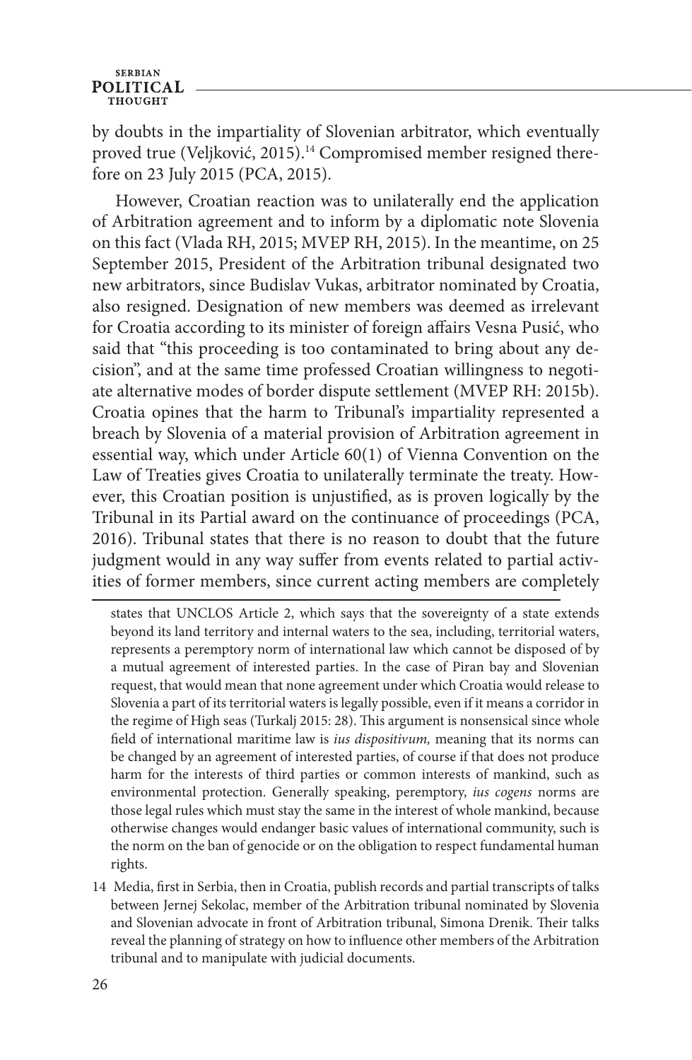by doubts in the impartiality of Slovenian arbitrator, which eventually proved true (Veljković, 2015).[14] Compromised member resigned therefore on 23 July 2015 (PCA, 2015).

However, Croatian reaction was to unilaterally end the application of Arbitration agreement and to inform by a diplomatic note Slovenia on this fact (Vlada RH, 2015; MVEP RH, 2015). In the meantime, on 25 September 2015, President of the Arbitration tribunal designated two new arbitrators, since Budislav Vukas, arbitrator nominated by Croatia, also resigned. Designation of new members was deemed as irrelevant for Croatia according to its minister of foreign affairs Vesna Pusić, who said that "this proceeding is too contaminated to bring about any decision", and at the same time professed Croatian willingness to negotiate alternative modes of border dispute settlement (MVEP RH: 2015b). Croatia opines that the harm to Tribunal's impartiality represented a breach by Slovenia of a material provision of Arbitration agreement in essential way, which under Article 60(1) of Vienna Convention on the Law of Treaties gives Croatia to unilaterally terminate the treaty. However, this Croatian position is unjustified, as is proven logically by the Tribunal in its Partial award on the continuance of proceedings (PCA, 2016). Tribunal states that there is no reason to doubt that the future judgment would in any way suffer from events related to partial activities of former members, since current acting members are completely

states that UNCLOS Article 2, which says that the sovereignty of a state extends beyond its land territory and internal waters to the sea, including, territorial waters, represents a peremptory norm of international law which cannot be disposed of by a mutual agreement of interested parties. In the case of Piran bay and Slovenian request, that would mean that none agreement under which Croatia would release to Slovenia a part of its territorial waters is legally possible, even if it means a corridor in the regime of High seas (Turkalj 2015: 28). This argument is nonsensical since whole field of international maritime law is *ius dispositivum,* meaning that its norms can be changed by an agreement of interested parties, of course if that does not produce harm for the interests of third parties or common interests of mankind, such as environmental protection. Generally speaking, peremptory, *ius cogens* norms are those legal rules which must stay the same in the interest of whole mankind, because otherwise changes would endanger basic values of international community, such is the norm on the ban of genocide or on the obligation to respect fundamental human rights.

14 Media, first in Serbia, then in Croatia, publish records and partial transcripts of talks between Jernej Sekolac, member of the Arbitration tribunal nominated by Slovenia and Slovenian advocate in front of Arbitration tribunal, Simona Drenik. Their talks reveal the planning of strategy on how to influence other members of the Arbitration tribunal and to manipulate with judicial documents.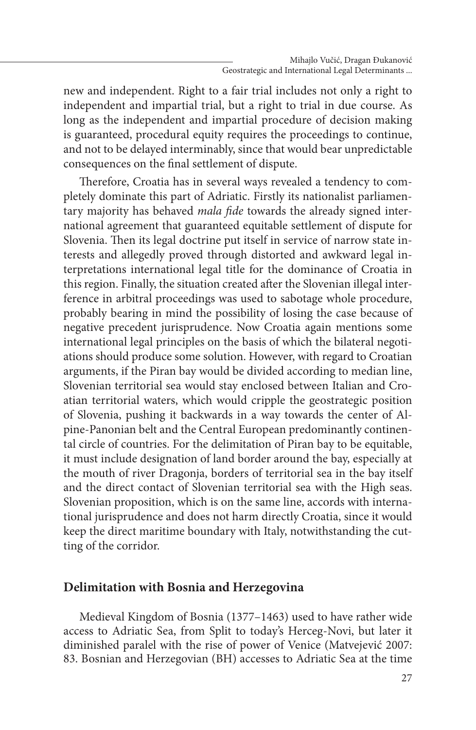new and independent. Right to a fair trial includes not only a right to independent and impartial trial, but a right to trial in due course. As long as the independent and impartial procedure of decision making is guaranteed, procedural equity requires the proceedings to continue, and not to be delayed interminably, since that would bear unpredictable consequences on the final settlement of dispute.

Therefore, Croatia has in several ways revealed a tendency to completely dominate this part of Adriatic. Firstly its nationalist parliamentary majority has behaved *mala fide* towards the already signed international agreement that guaranteed equitable settlement of dispute for Slovenia. Then its legal doctrine put itself in service of narrow state interests and allegedly proved through distorted and awkward legal interpretations international legal title for the dominance of Croatia in this region. Finally, the situation created after the Slovenian illegal interference in arbitral proceedings was used to sabotage whole procedure, probably bearing in mind the possibility of losing the case because of negative precedent jurisprudence. Now Croatia again mentions some international legal principles on the basis of which the bilateral negotiations should produce some solution. However, with regard to Croatian arguments, if the Piran bay would be divided according to median line, Slovenian territorial sea would stay enclosed between Italian and Croatian territorial waters, which would cripple the geostrategic position of Slovenia, pushing it backwards in a way towards the center of Alpine-Panonian belt and the Central European predominantly continental circle of countries. For the delimitation of Piran bay to be equitable, it must include designation of land border around the bay, especially at the mouth of river Dragonja, borders of territorial sea in the bay itself and the direct contact of Slovenian territorial sea with the High seas. Slovenian proposition, which is on the same line, accords with international jurisprudence and does not harm directly Croatia, since it would keep the direct maritime boundary with Italy, notwithstanding the cutting of the corridor.

## Delimitation with Bosnia and Herzegovina

Medieval Kingdom of Bosnia (1377–1463) used to have rather wide access to Adriatic Sea, from Split to today's Herceg-Novi, but later it diminished paralel with the rise of power of Venice (Matvejević 2007: 83. Bosnian and Herzegovian (BH) accesses to Adriatic Sea at the time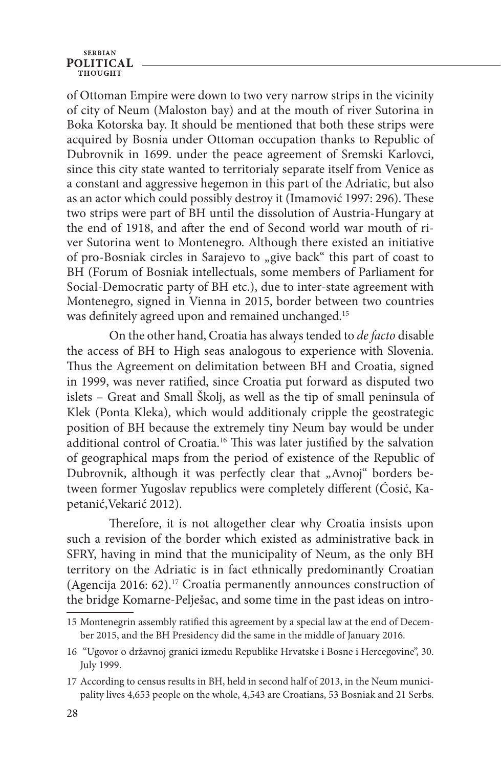of Ottoman Empire were down to two very narrow strips in the vicinity of city of Neum (Maloston bay) and at the mouth of river Sutorina in Boka Kotorska bay. It should be mentioned that both these strips were acquired by Bosnia under Ottoman occupation thanks to Republic of Dubrovnik in 1699. under the peace agreement of Sremski Karlovci, since this city state wanted to territorialy separate itself from Venice as a constant and aggressive hegemon in this part of the Adriatic, but also as an actor which could possibly destroy it (Imamović 1997: 296). These two strips were part of BH until the dissolution of Austria-Hungary at the end of 1918, and after the end of Second world war mouth of river Sutorina went to Montenegro. Although there existed an initiative of pro-Bosniak circles in Sarajevo to „give back" this part of coast to BH (Forum of Bosniak intellectuals, some members of Parliament for Social-Democratic party of BH etc.), due to inter-state agreement with Montenegro, signed in Vienna in 2015, border between two countries was definitely agreed upon and remained unchanged.[15]

On the other hand, Croatia has always tended to *de facto* disable the access of BH to High seas analogous to experience with Slovenia. Thus the Agreement on delimitation between BH and Croatia, signed in 1999, was never ratified, since Croatia put forward as disputed two islets – Great and Small Školj, as well as the tip of small peninsula of Klek (Ponta Kleka), which would additionaly cripple the geostrategic position of BH because the extremely tiny Neum bay would be under additional control of Croatia.[16] This was later justified by the salvation of geographical maps from the period of existence of the Republic of Dubrovnik, although it was perfectly clear that „Avnoj" borders between former Yugoslav republics were completely different (Ćosić, Kapetanić,Vekarić 2012).

Therefore, it is not altogether clear why Croatia insists upon such a revision of the border which existed as administrative back in SFRY, having in mind that the municipality of Neum, as the only BH territory on the Adriatic is in fact ethnically predominantly Croatian (Agencija 2016: 62).[17] Croatia permanently announces construction of the bridge Komarne-Pelješac, and some time in the past ideas on intro-

15 Montenegrin assembly ratified this agreement by a special law at the end of December 2015, and the BH Presidency did the same in the middle of January 2016.

16 "Ugovor o državnoj granici između Republike Hrvatske i Bosne i Hercegovine", 30. July 1999.

17 According to census results in BH, held in second half of 2013, in the Neum municipality lives 4,653 people on the whole, 4,543 are Croatians, 53 Bosniak and 21 Serbs.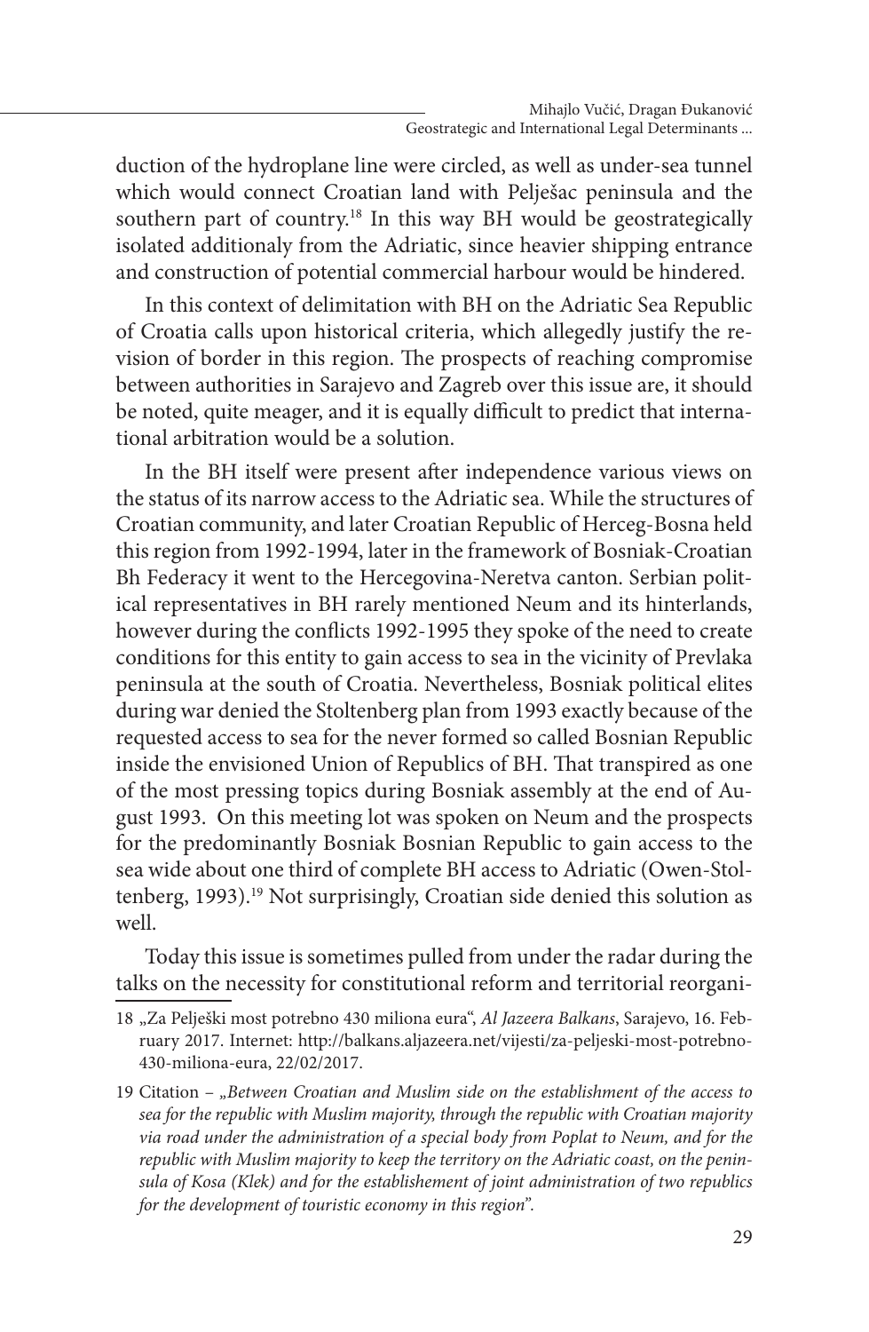duction of the hydroplane line were circled, as well as under-sea tunnel which would connect Croatian land with Pelješac peninsula and the southern part of country.[18] In this way BH would be geostrategically isolated additionaly from the Adriatic, since heavier shipping entrance and construction of potential commercial harbour would be hindered.

In this context of delimitation with BH on the Adriatic Sea Republic of Croatia calls upon historical criteria, which allegedly justify the revision of border in this region. The prospects of reaching compromise between authorities in Sarajevo and Zagreb over this issue are, it should be noted, quite meager, and it is equally difficult to predict that international arbitration would be a solution.

In the BH itself were present after independence various views on the status of its narrow access to the Adriatic sea. While the structures of Croatian community, and later Croatian Republic of Herceg-Bosna held this region from 1992-1994, later in the framework of Bosniak-Croatian Bh Federacy it went to the Hercegovina-Neretva canton. Serbian political representatives in BH rarely mentioned Neum and its hinterlands, however during the conflicts 1992-1995 they spoke of the need to create conditions for this entity to gain access to sea in the vicinity of Prevlaka peninsula at the south of Croatia. Nevertheless, Bosniak political elites during war denied the Stoltenberg plan from 1993 exactly because of the requested access to sea for the never formed so called Bosnian Republic inside the envisioned Union of Republics of BH. That transpired as one of the most pressing topics during Bosniak assembly at the end of August 1993. On this meeting lot was spoken on Neum and the prospects for the predominantly Bosniak Bosnian Republic to gain access to the sea wide about one third of complete BH access to Adriatic (Owen-Stoltenberg, 1993).[19] Not surprisingly, Croatian side denied this solution as well.

Today this issue is sometimes pulled from under the radar during the talks on the necessity for constitutional reform and territorial reorgani-

---

18 „Za Pelješki most potrebno 430 miliona eura", *Al Jazeera Balkans*, Sarajevo, 16. February 2017. Internet: http://balkans.aljazeera.net/vijesti/za-peljeski-most-potrebno-430-miliona-eura, 22/02/2017.

19 Citation – „*Between Croatian and Muslim side on the establishment of the access to sea for the republic with Muslim majority, through the republic with Croatian majority via road under the administration of a special body from Poplat to Neum, and for the republic with Muslim majority to keep the territory on the Adriatic coast, on the peninsula of Kosa (Klek) and for the establishement of joint administration of two republics for the development of touristic economy in this region*".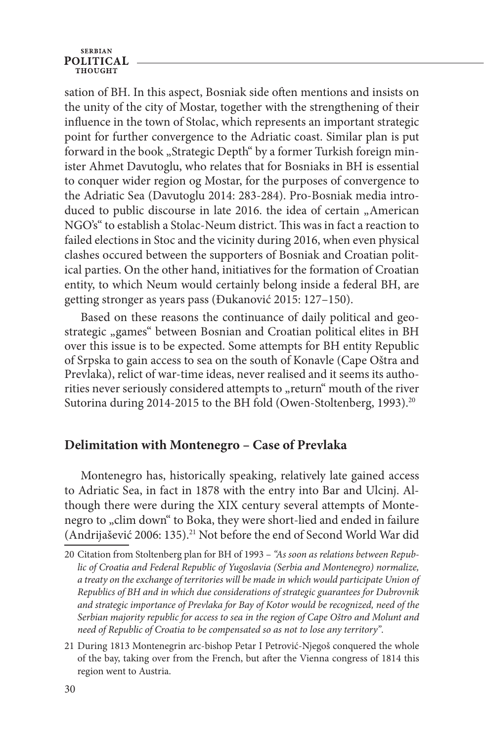sation of BH. In this aspect, Bosniak side often mentions and insists on the unity of the city of Mostar, together with the strengthening of their influence in the town of Stolac, which represents an important strategic point for further convergence to the Adriatic coast. Similar plan is put forward in the book „Strategic Depth" by a former Turkish foreign minister Ahmet Davutoglu, who relates that for Bosniaks in BH is essential to conquer wider region og Mostar, for the purposes of convergence to the Adriatic Sea (Davutoglu 2014: 283-284). Pro-Bosniak media introduced to public discourse in late 2016. the idea of certain „American NGO's" to establish a Stolac-Neum district. This was in fact a reaction to failed elections in Stoc and the vicinity during 2016, when even physical clashes occured between the supporters of Bosniak and Croatian political parties. On the other hand, initiatives for the formation of Croatian entity, to which Neum would certainly belong inside a federal BH, are getting stronger as years pass (Đukanović 2015: 127–150).

Based on these reasons the continuance of daily political and geostrategic „games" between Bosnian and Croatian political elites in BH over this issue is to be expected. Some attempts for BH entity Republic of Srpska to gain access to sea on the south of Konavle (Cape Oštra and Prevlaka), relict of war-time ideas, never realised and it seems its authorities never seriously considered attempts to „return" mouth of the river Sutorina during 2014-2015 to the BH fold (Owen-Stoltenberg, 1993).[20]

## Delimitation with Montenegro – Case of Prevlaka

Montenegro has, historically speaking, relatively late gained access to Adriatic Sea, in fact in 1878 with the entry into Bar and Ulcinj. Although there were during the XIX century several attempts of Montenegro to „clim down" to Boka, they were short-lied and ended in failure (Andrijašević 2006: 135).[21] Not before the end of Second World War did

20 Citation from Stoltenberg plan for BH of 1993 – *"As soon as relations between Republic of Croatia and Federal Republic of Yugoslavia (Serbia and Montenegro) normalize, a treaty on the exchange of territories will be made in which would participate Union of Republics of BH and in which due considerations of strategic guarantees for Dubrovnik and strategic importance of Prevlaka for Bay of Kotor would be recognized, need of the Serbian majority republic for access to sea in the region of Cape Oštro and Molunt and need of Republic of Croatia to be compensated so as not to lose any territory".*

21 During 1813 Montenegrin arc-bishop Petar I Petrović-Njegoš conquered the whole of the bay, taking over from the French, but after the Vienna congress of 1814 this region went to Austria.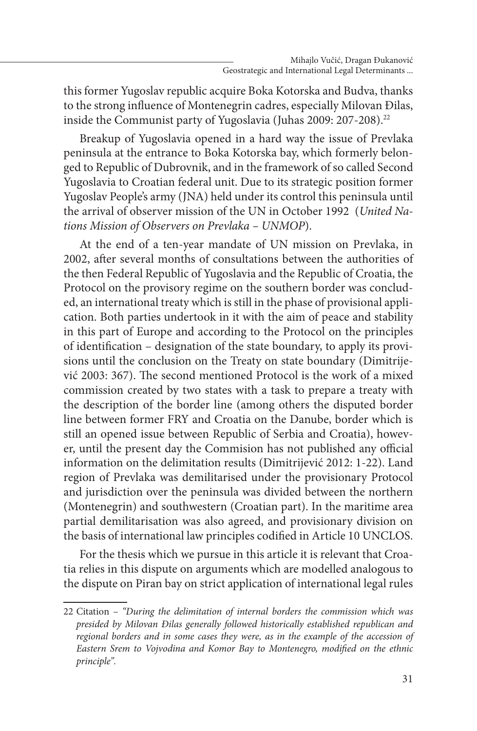this former Yugoslav republic acquire Boka Kotorska and Budva, thanks to the strong influence of Montenegrin cadres, especially Milovan Đilas, inside the Communist party of Yugoslavia (Juhas 2009: 207-208).[22]

Breakup of Yugoslavia opened in a hard way the issue of Prevlaka peninsula at the entrance to Boka Kotorska bay, which formerly belonged to Republic of Dubrovnik, and in the framework of so called Second Yugoslavia to Croatian federal unit. Due to its strategic position former Yugoslav People's army (JNA) held under its control this peninsula until the arrival of observer mission of the UN in October 1992 (*United Nations Mission of Observers on Prevlaka – UNMOP*).

At the end of a ten-year mandate of UN mission on Prevlaka, in 2002, after several months of consultations between the authorities of the then Federal Republic of Yugoslavia and the Republic of Croatia, the Protocol on the provisory regime on the southern border was concluded, an international treaty which is still in the phase of provisional application. Both parties undertook in it with the aim of peace and stability in this part of Europe and according to the Protocol on the principles of identification – designation of the state boundary, to apply its provisions until the conclusion on the Treaty on state boundary (Dimitrijević 2003: 367). The second mentioned Protocol is the work of a mixed commission created by two states with a task to prepare a treaty with the description of the border line (among others the disputed border line between former FRY and Croatia on the Danube, border which is still an opened issue between Republic of Serbia and Croatia), however, until the present day the Commision has not published any official information on the delimitation results (Dimitrijević 2012: 1-22). Land region of Prevlaka was demilitarised under the provisionary Protocol and jurisdiction over the peninsula was divided between the northern (Montenegrin) and southwestern (Croatian part). In the maritime area partial demilitarisation was also agreed, and provisionary division on the basis of international law principles codified in Article 10 UNCLOS.

For the thesis which we pursue in this article it is relevant that Croatia relies in this dispute on arguments which are modelled analogous to the dispute on Piran bay on strict application of international legal rules

---

22 Citation – *"During the delimitation of internal borders the commission which was presided by Milovan Đilas generally followed historically established republican and regional borders and in some cases they were, as in the example of the accession of Eastern Srem to Vojvodina and Komor Bay to Montenegro, modified on the ethnic principle".*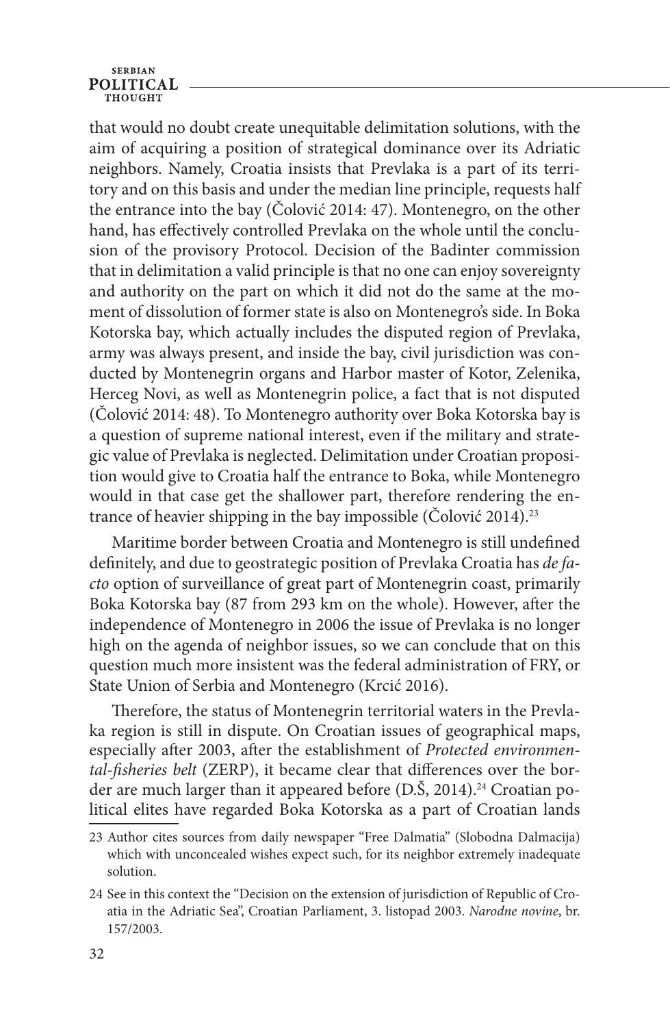that would no doubt create unequitable delimitation solutions, with the aim of acquiring a position of strategical dominance over its Adriatic neighbors. Namely, Croatia insists that Prevlaka is a part of its territory and on this basis and under the median line principle, requests half the entrance into the bay (Čolović 2014: 47). Montenegro, on the other hand, has effectively controlled Prevlaka on the whole until the conclusion of the provisory Protocol. Decision of the Badinter commission that in delimitation a valid principle is that no one can enjoy sovereignty and authority on the part on which it did not do the same at the moment of dissolution of former state is also on Montenegro's side. In Boka Kotorska bay, which actually includes the disputed region of Prevlaka, army was always present, and inside the bay, civil jurisdiction was conducted by Montenegrin organs and Harbor master of Kotor, Zelenika, Herceg Novi, as well as Montenegrin police, a fact that is not disputed (Čolović 2014: 48). To Montenegro authority over Boka Kotorska bay is a question of supreme national interest, even if the military and strategic value of Prevlaka is neglected. Delimitation under Croatian proposition would give to Croatia half the entrance to Boka, while Montenegro would in that case get the shallower part, therefore rendering the entrance of heavier shipping in the bay impossible (Čolović 2014).[23]

Maritime border between Croatia and Montenegro is still undefined definitely, and due to geostrategic position of Prevlaka Croatia has *de facto* option of surveillance of great part of Montenegrin coast, primarily Boka Kotorska bay (87 from 293 km on the whole). However, after the independence of Montenegro in 2006 the issue of Prevlaka is no longer high on the agenda of neighbor issues, so we can conclude that on this question much more insistent was the federal administration of FRY, or State Union of Serbia and Montenegro (Krcić 2016).

Therefore, the status of Montenegrin territorial waters in the Prevlaka region is still in dispute. On Croatian issues of geographical maps, especially after 2003, after the establishment of *Protected environmental-fisheries belt* (ZERP), it became clear that differences over the border are much larger than it appeared before (D.Š, 2014).[24] Croatian political elites have regarded Boka Kotorska as a part of Croatian lands

---

23 Author cites sources from daily newspaper "Free Dalmatia" (Slobodna Dalmacija) which with unconcealed wishes expect such, for its neighbor extremely inadequate solution.

24 See in this context the "Decision on the extension of jurisdiction of Republic of Croatia in the Adriatic Sea", Croatian Parliament, 3. listopad 2003. *Narodne novine*, br. 157/2003.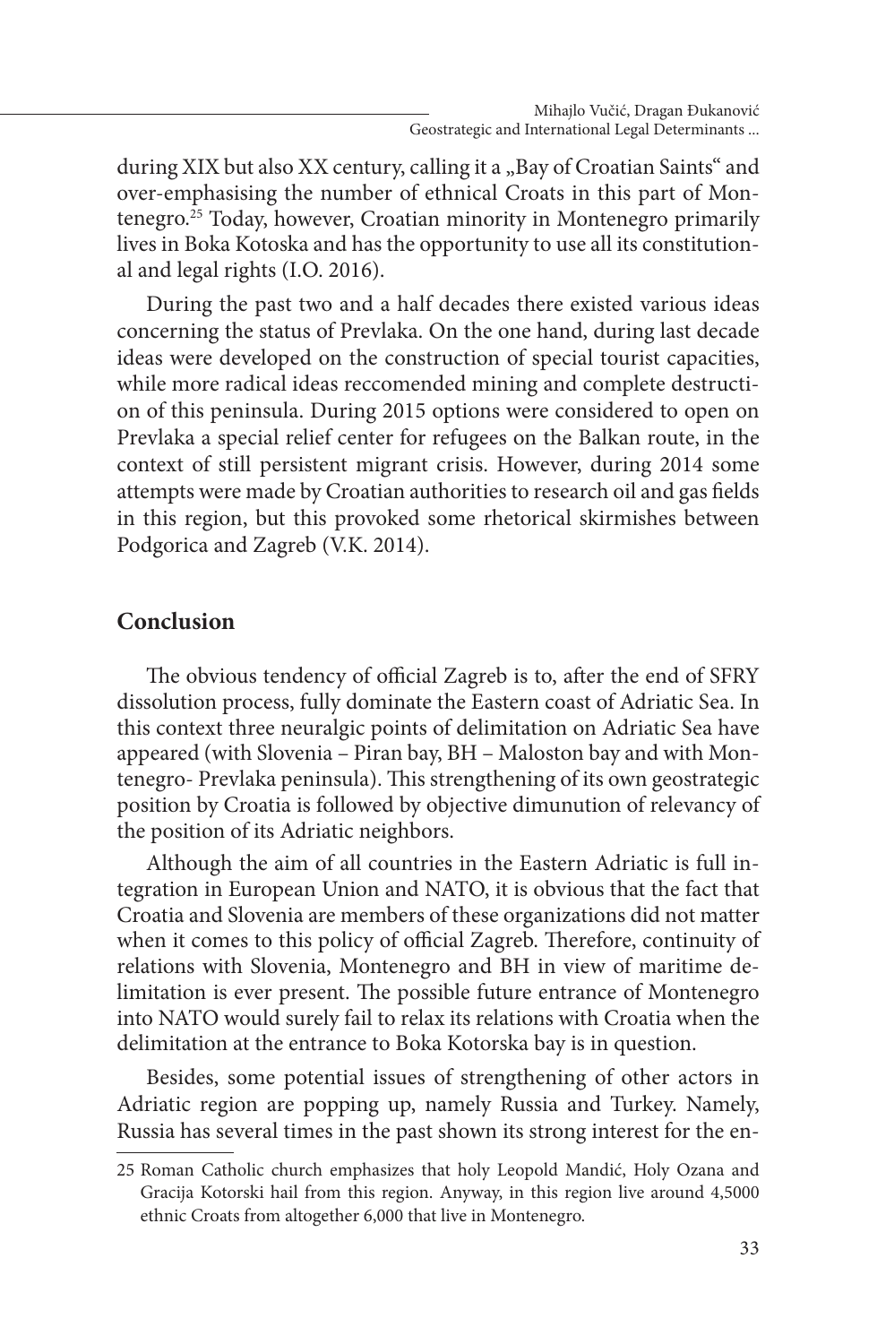during XIX but also XX century, calling it a „Bay of Croatian Saints“ and over-emphasising the number of ethnical Croats in this part of Montenegro.[25] Today, however, Croatian minority in Montenegro primarily lives in Boka Kotoska and has the opportunity to use all its constitutional and legal rights (I.O. 2016).

During the past two and a half decades there existed various ideas concerning the status of Prevlaka. On the one hand, during last decade ideas were developed on the construction of special tourist capacities, while more radical ideas reccomended mining and complete destruction of this peninsula. During 2015 options were considered to open on Prevlaka a special relief center for refugees on the Balkan route, in the context of still persistent migrant crisis. However, during 2014 some attempts were made by Croatian authorities to research oil and gas fields in this region, but this provoked some rhetorical skirmishes between Podgorica and Zagreb (V.K. 2014).

## Conclusion

The obvious tendency of official Zagreb is to, after the end of SFRY dissolution process, fully dominate the Eastern coast of Adriatic Sea. In this context three neuralgic points of delimitation on Adriatic Sea have appeared (with Slovenia – Piran bay, BH – Maloston bay and with Montenegro- Prevlaka peninsula). This strengthening of its own geostrategic position by Croatia is followed by objective dimunution of relevancy of the position of its Adriatic neighbors.

Although the aim of all countries in the Eastern Adriatic is full integration in European Union and NATO, it is obvious that the fact that Croatia and Slovenia are members of these organizations did not matter when it comes to this policy of official Zagreb. Therefore, continuity of relations with Slovenia, Montenegro and BH in view of maritime delimitation is ever present. The possible future entrance of Montenegro into NATO would surely fail to relax its relations with Croatia when the delimitation at the entrance to Boka Kotorska bay is in question.

Besides, some potential issues of strengthening of other actors in Adriatic region are popping up, namely Russia and Turkey. Namely, Russia has several times in the past shown its strong interest for the en-

25 Roman Catholic church emphasizes that holy Leopold Mandić, Holy Ozana and Gracija Kotorski hail from this region. Anyway, in this region live around 4,5000 ethnic Croats from altogether 6,000 that live in Montenegro.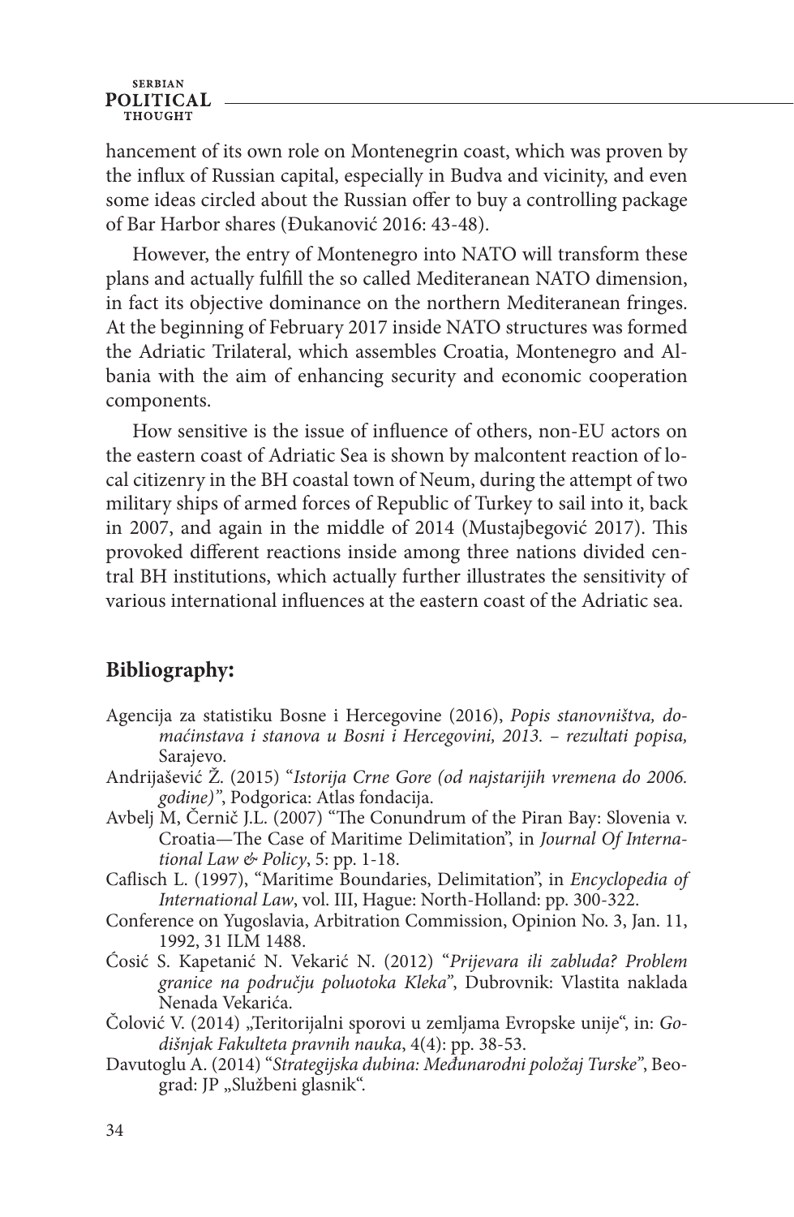hancement of its own role on Montenegrin coast, which was proven by the influx of Russian capital, especially in Budva and vicinity, and even some ideas circled about the Russian offer to buy a controlling package of Bar Harbor shares (Đukanović 2016: 43-48).

However, the entry of Montenegro into NATO will transform these plans and actually fulfill the so called Mediteranean NATO dimension, in fact its objective dominance on the northern Mediteranean fringes. At the beginning of February 2017 inside NATO structures was formed the Adriatic Trilateral, which assembles Croatia, Montenegro and Albania with the aim of enhancing security and economic cooperation components.

How sensitive is the issue of influence of others, non-EU actors on the eastern coast of Adriatic Sea is shown by malcontent reaction of local citizenry in the BH coastal town of Neum, during the attempt of two military ships of armed forces of Republic of Turkey to sail into it, back in 2007, and again in the middle of 2014 (Mustajbegović 2017). This provoked different reactions inside among three nations divided central BH institutions, which actually further illustrates the sensitivity of various international influences at the eastern coast of the Adriatic sea.

## Bibliography:

- Agencija za statistiku Bosne i Hercegovine (2016), *Popis stanovništva, domaćinstava i stanova u Bosni i Hercegovini, 2013. – rezultati popisa,* Sarajevo.
- Andrijašević Ž. (2015) "*Istorija Crne Gore (od najstarijih vremena do 2006. godine)"*, Podgorica: Atlas fondacija.
- Avbelj M, Černič J.L. (2007) "The Conundrum of the Piran Bay: Slovenia v. Croatia—The Case of Maritime Delimitation", in *Journal Of International Law & Policy*, 5: pp. 1-18.
- Caflisch L. (1997), "Maritime Boundaries, Delimitation", in *Encyclopedia of International Law*, vol. III, Hague: North-Holland: pp. 300-322.
- Conference on Yugoslavia, Arbitration Commission, Opinion No. 3, Jan. 11, 1992, 31 ILM 1488.
- Ćosić S. Kapetanić N. Vekarić N. (2012) "*Prijevara ili zabluda? Problem granice na području poluotoka Kleka*", Dubrovnik: Vlastita naklada Nenada Vekarića.
- Čolović V. (2014) „Teritorijalni sporovi u zemljama Evropske unije", in: *Godišnjak Fakulteta pravnih nauka*, 4(4): pp. 38-53.
- Davutoglu A. (2014) "*Strategijska dubina: Međunarodni položaj Turske*", Beograd: JP „Službeni glasnik".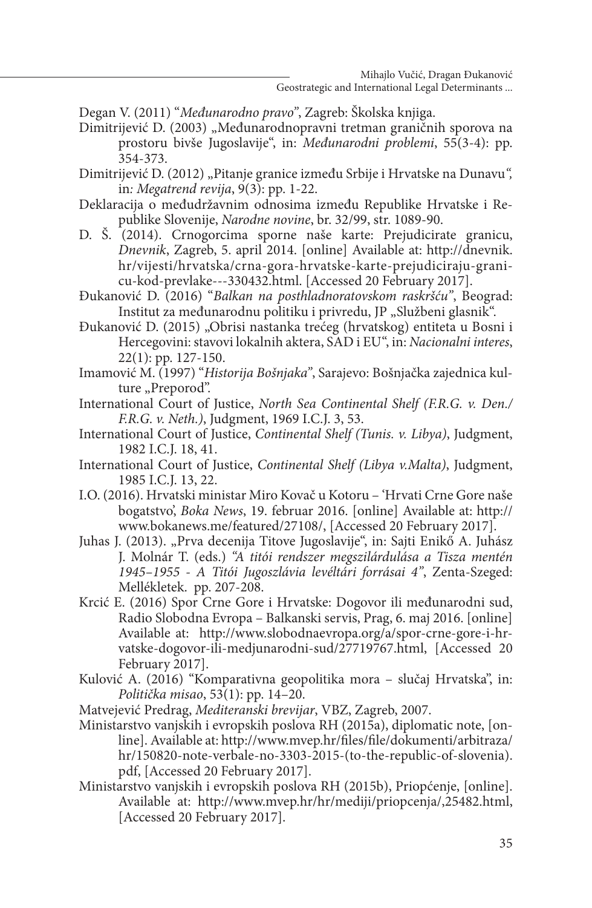Degan V. (2011) "*Međunarodno pravo*", Zagreb: Školska knjiga.

Dimitrijević D. (2003) „Međunarodnopravni tretman graničnih sporova na prostoru bivše Jugoslavije", in: *Međunarodni problemi*, 55(3-4): pp. 354-373.

Dimitrijević D. (2012) „Pitanje granice između Srbije i Hrvatske na Dunavu", in*: Megatrend revija*, 9(3): pp. 1-22.

Deklaracija o međudržavnim odnosima između Republike Hrvatske i Republike Slovenije, *Narodne novine*, br. 32/99, str. 1089-90.

D. Š. (2014). Crnogorcima sporne naše karte: Prejudicirate granicu, *Dnevnik*, Zagreb, 5. april 2014. [online] Available at: http://dnevnik.hr/vijesti/hrvatska/crna-gora-hrvatske-karte-prejudiciraju-granicu-kod-prevlake---330432.html. [Accessed 20 February 2017].

Đukanović D. (2016) "*Balkan na posthladnoratovskom raskršću*", Beograd: Institut za međunarodnu politiku i privredu, JP „Službeni glasnik".

Đukanović D. (2015) „Obrisi nastanka trećeg (hrvatskog) entiteta u Bosni i Hercegovini: stavovi lokalnih aktera, SAD i EU", in: *Nacionalni interes*, 22(1): pp. 127-150.

Imamović M. (1997) "*Historija Bošnjaka*", Sarajevo: Bošnjačka zajednica kulture „Preporod".

International Court of Justice, *North Sea Continental Shelf (F.R.G. v. Den./F.R.G. v. Neth.)*, Judgment, 1969 I.C.J. 3, 53.

International Court of Justice, *Continental Shelf (Tunis. v. Libya)*, Judgment, 1982 I.C.J. 18, 41.

International Court of Justice, *Continental Shelf (Libya v.Malta)*, Judgment, 1985 I.C.J. 13, 22.

I.O. (2016). Hrvatski ministar Miro Kovač u Kotoru – 'Hrvati Crne Gore naše bogatstvo', *Boka News*, 19. februar 2016. [online] Available at: http://www.bokanews.me/featured/27108/, [Accessed 20 February 2017].

Juhas J. (2013). „Prva decenija Titove Jugoslavije", in: Sajti Enikő A. Juhász J. Molnár T. (eds.) *"A titói rendszer megszilárdulása a Tisza mentén 1945–1955 - A Titói Jugoszlávia levéltári forrásai 4"*, Zenta-Szeged: Mellékletek. pp. 207-208.

Krcić E. (2016) Spor Crne Gore i Hrvatske: Dogovor ili međunarodni sud, Radio Slobodna Evropa – Balkanski servis, Prag, 6. maj 2016. [online] Available at: http://www.slobodnaevropa.org/a/spor-crne-gore-i-hrvatske-dogovor-ili-medjunarodni-sud/27719767.html, [Accessed 20 February 2017].

Kulović A. (2016) "Komparativna geopolitika mora – slučaj Hrvatska", in: *Politička misao*, 53(1): pp. 14–20.

Matvejević Predrag, *Mediteranski brevijar*, VBZ, Zagreb, 2007.

Ministarstvo vanjskih i evropskih poslova RH (2015a), diplomatic note, [online]. Available at: http://www.mvep.hr/files/file/dokumenti/arbitraza/hr/150820-note-verbale-no-3303-2015-(to-the-republic-of-slovenia).pdf, [Accessed 20 February 2017].

Ministarstvo vanjskih i evropskih poslova RH (2015b), Priopćenje, [online]. Available at: http://www.mvep.hr/hr/mediji/priopcenja/,25482.html, [Accessed 20 February 2017].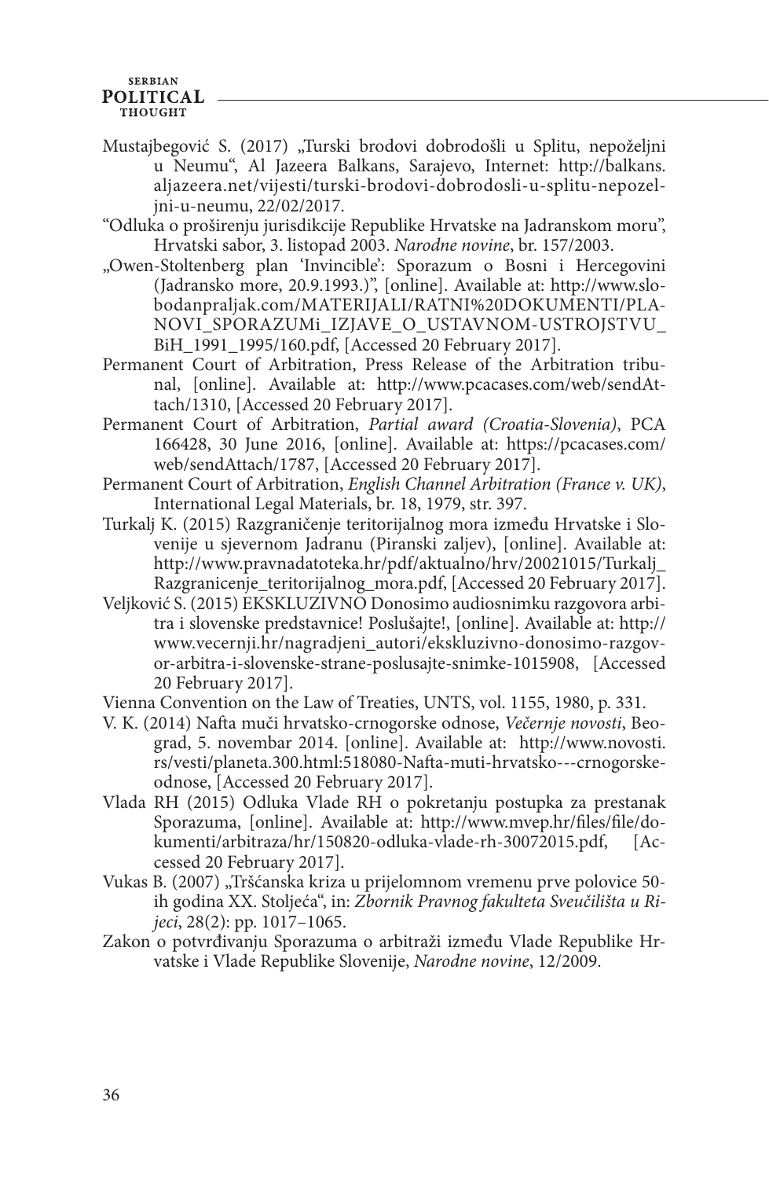Mustajbegović S. (2017) „Turski brodovi dobrodošli u Splitu, nepoželjni u Neumu", Al Jazeera Balkans, Sarajevo, Internet: http://balkans.aljazeera.net/vijesti/turski-brodovi-dobrodosli-u-splitu-nepozeljni-u-neumu, 22/02/2017.

"Odluka o proširenju jurisdikcije Republike Hrvatske na Jadranskom moru", Hrvatski sabor, 3. listopad 2003. *Narodne novine*, br. 157/2003.

„Owen-Stoltenberg plan 'Invincible': Sporazum o Bosni i Hercegovini (Jadransko more, 20.9.1993.)", [online]. Available at: http://www.slobodanpraljak.com/MATERIJALI/RATNI%20DOKUMENTI/PLANOVI_SPORAZUMi_IZJAVE_O_USTAVNOM-USTROJSTVU_BiH_1991_1995/160.pdf, [Accessed 20 February 2017].

Permanent Court of Arbitration, Press Release of the Arbitration tribunal, [online]. Available at: http://www.pcacases.com/web/sendAttach/1310, [Accessed 20 February 2017].

Permanent Court of Arbitration, *Partial award (Croatia-Slovenia)*, PCA 166428, 30 June 2016, [online]. Available at: https://pcacases.com/web/sendAttach/1787, [Accessed 20 February 2017].

Permanent Court of Arbitration, *English Channel Arbitration (France v. UK)*, International Legal Materials, br. 18, 1979, str. 397.

Turkalj K. (2015) Razgraničenje teritorijalnog mora između Hrvatske i Slovenije u sjevernom Jadranu (Piranski zaljev), [online]. Available at: http://www.pravnadatoteka.hr/pdf/aktualno/hrv/20021015/Turkalj_Razgranicenje_teritorijalnog_mora.pdf, [Accessed 20 February 2017].

Veljković S. (2015) EKSKLUZIVNO Donosimo audiosnimku razgovora arbitra i slovenske predstavnice! Poslušajte!, [online]. Available at: http://www.vecernji.hr/nagradjeni_autori/ekskluzivno-donosimo-razgovor-arbitra-i-slovenske-strane-poslusajte-snimke-1015908, [Accessed 20 February 2017].

Vienna Convention on the Law of Treaties, UNTS, vol. 1155, 1980, p. 331.

V. K. (2014) Nafta muči hrvatsko-crnogorske odnose, *Večernje novosti*, Beograd, 5. novembar 2014. [online]. Available at: http://www.novosti.rs/vesti/planeta.300.html:518080-Nafta-muti-hrvatsko---crnogorske-odnose, [Accessed 20 February 2017].

Vlada RH (2015) Odluka Vlade RH o pokretanju postupka za prestanak Sporazuma, [online]. Available at: http://www.mvep.hr/files/file/dokumenti/arbitraza/hr/150820-odluka-vlade-rh-30072015.pdf, [Accessed 20 February 2017].

Vukas B. (2007) „Tršćanska kriza u prijelomnom vremenu prve polovice 50-ih godina XX. Stoljeća", in: *Zbornik Pravnog fakulteta Sveučilišta u Rijeci*, 28(2): pp. 1017–1065.

Zakon o potvrđivanju Sporazuma o arbitraži između Vlade Republike Hrvatske i Vlade Republike Slovenije, *Narodne novine*, 12/2009.